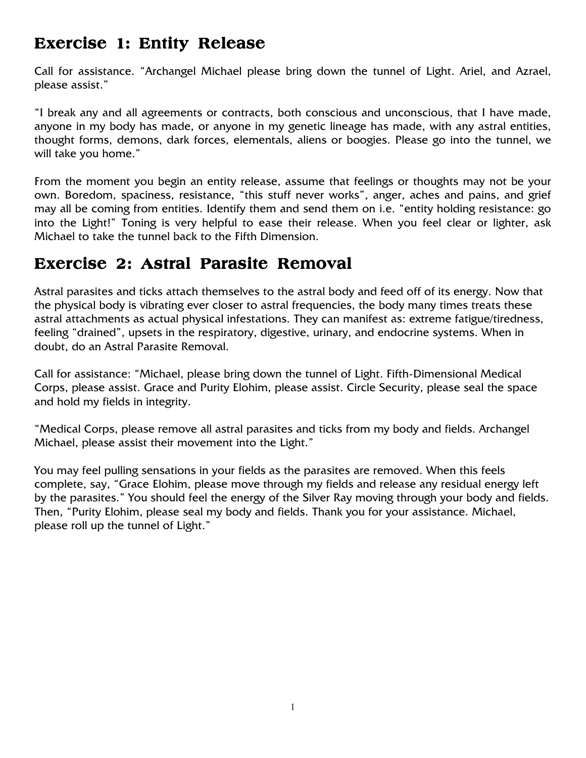## Exercise 1: Entity Release

Call for assistance. "Archangel Michael please bring down the tunnel of Light. Ariel, and Azrael, please assist."

"I break any and all agreements or contracts, both conscious and unconscious, that I have made, anyone in my body has made, or anyone in my genetic lineage has made, with any astral entities, thought forms, demons, dark forces, elementals, aliens or boogies. Please go into the tunnel, we will take you home."

From the moment you begin an entity release, assume that feelings or thoughts may not be your own. Boredom, spaciness, resistance, "this stuff never works", anger, aches and pains, and grief may all be coming from entities. Identify them and send them on i.e. "entity holding resistance: go into the Light!" Toning is very helpful to ease their release. When you feel clear or lighter, ask Michael to take the tunnel back to the Fifth Dimension.

## Exercise 2: Astral Parasite Removal

Astral parasites and ticks attach themselves to the astral body and feed off of its energy. Now that the physical body is vibrating ever closer to astral frequencies, the body many times treats these astral attachments as actual physical infestations. They can manifest as: extreme fatigue/tiredness, feeling "drained", upsets in the respiratory, digestive, urinary, and endocrine systems. When in doubt, do an Astral Parasite Removal.

Call for assistance: "Michael, please bring down the tunnel of Light. Fifth-Dimensional Medical Corps, please assist. Grace and Purity Elohim, please assist. Circle Security, please seal the space and hold my fields in integrity.

"Medical Corps, please remove all astral parasites and ticks from my body and fields. Archangel Michael, please assist their movement into the Light."

You may feel pulling sensations in your fields as the parasites are removed. When this feels complete, say, "Grace Elohim, please move through my fields and release any residual energy left by the parasites." You should feel the energy of the Silver Ray moving through your body and fields. Then, "Purity Elohim, please seal my body and fields. Thank you for your assistance. Michael, please roll up the tunnel of Light."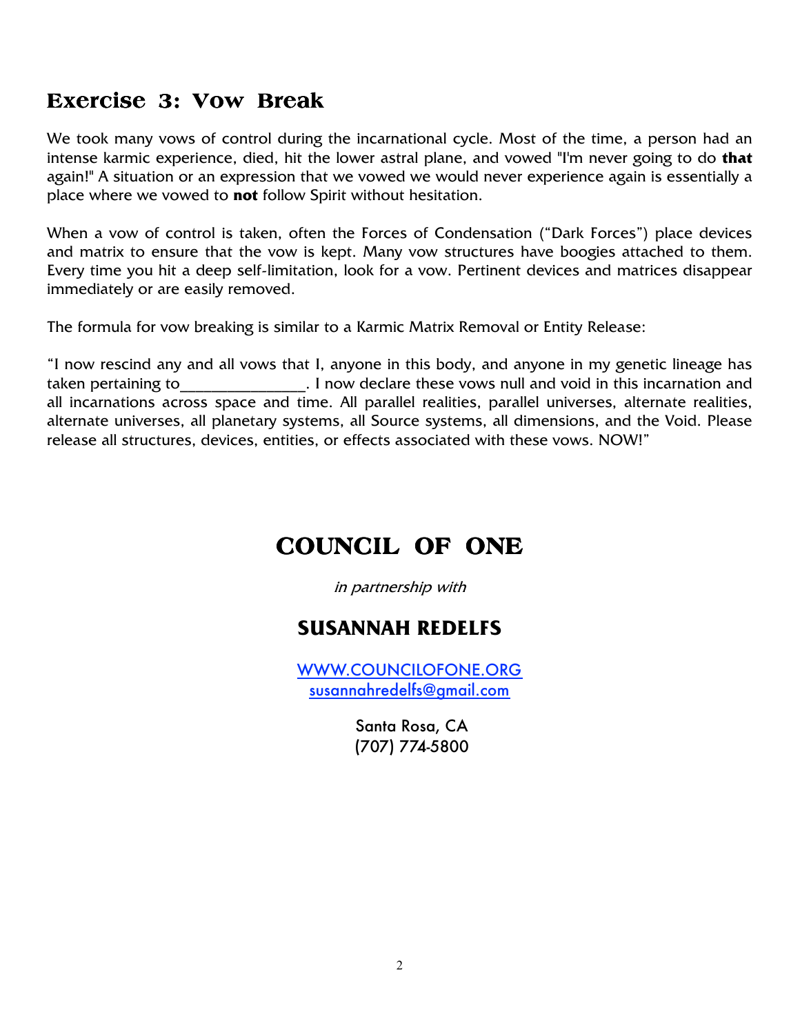## Exercise 3: Vow Break

We took many vows of control during the incarnational cycle. Most of the time, a person had an intense karmic experience, died, hit the lower astral plane, and vowed "I'm never going to do **that** again!" A situation or an expression that we vowed we would never experience again is essentially a place where we vowed to **not** follow Spirit without hesitation.

When a vow of control is taken, often the Forces of Condensation ("Dark Forces") place devices and matrix to ensure that the vow is kept. Many vow structures have boogies attached to them. Every time you hit a deep self-limitation, look for a vow. Pertinent devices and matrices disappear immediately or are easily removed.

The formula for vow breaking is similar to a Karmic Matrix Removal or Entity Release:

"I now rescind any and all vows that I, anyone in this body, and anyone in my genetic lineage has taken pertaining to_______________. I now declare these vows null and void in this incarnation and all incarnations across space and time. All parallel realities, parallel universes, alternate realities, alternate universes, all planetary systems, all Source systems, all dimensions, and the Void. Please release all structures, devices, entities, or effects associated with these vows. NOW!"

# COUNCIL OF ONE

*in partnership with*

## SUSANNAH REDELFS

WWW.COUNCILOFONE.ORG
susannahredelfs@gmail.com

Santa Rosa, CA
(707) 774-5800